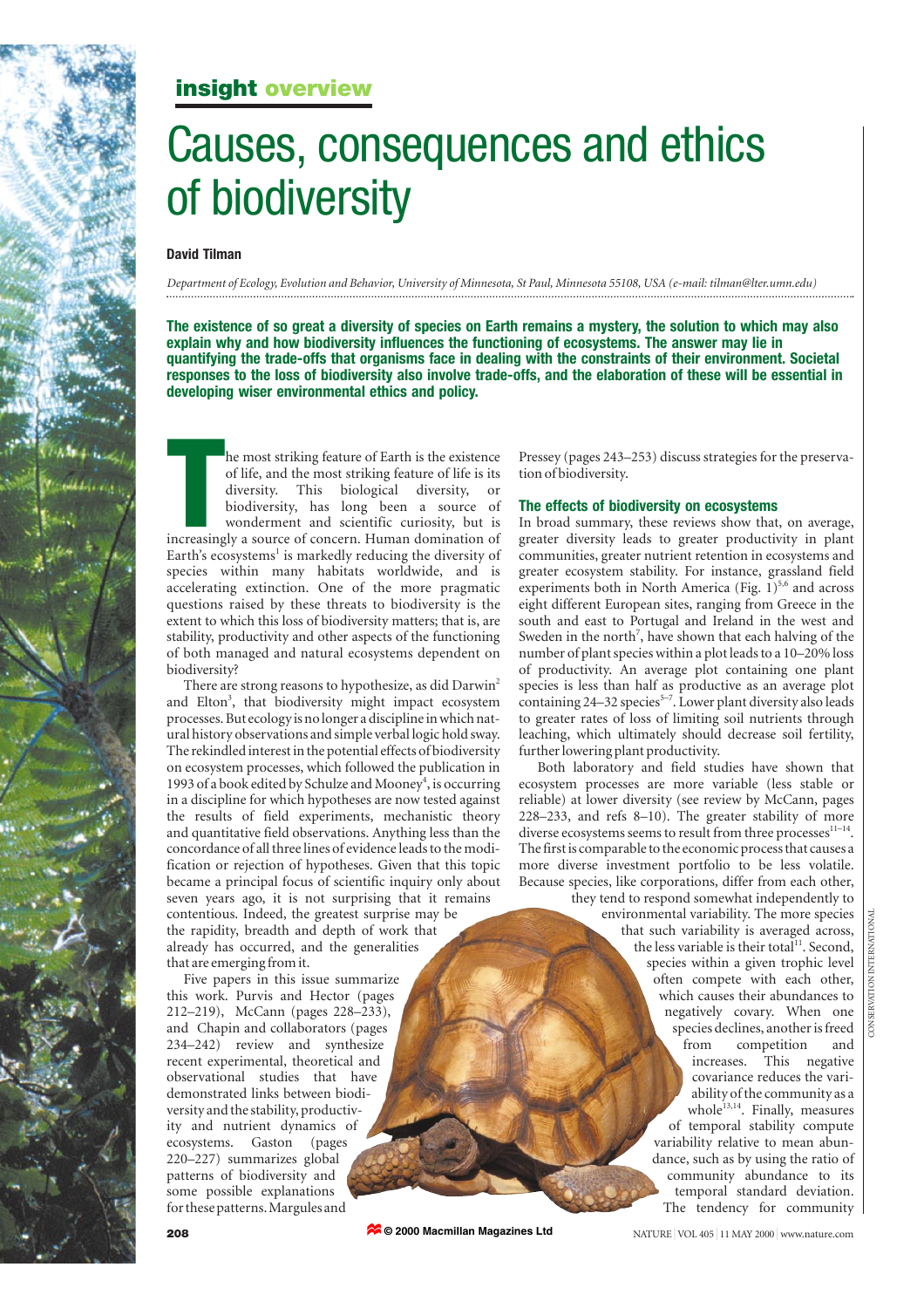insight overview

# Causes, consequences and ethics of biodiversity

**David Tilman**

*Department of Ecology, Evolution and Behavior, University of Minnesota, St Paul, Minnesota 55108, USA (e-mail: tilman@lter.umn.edu)*

**The existence of so great a diversity of species on Earth remains a mystery, the solution to which may also explain why and how biodiversity influences the functioning of ecosystems. The answer may lie in quantifying the trade-offs that organisms face in dealing with the constraints of their environment. Societal responses to the loss of biodiversity also involve trade-offs, and the elaboration of these will be essential in developing wiser environmental ethics and policy.**

The most striking feature of Earth is the existence of life, and the most striking feature of life is its diversity. This biological diversity, or biodiversity, has long been a source of wonderment and scientific curiosity, but is increasingly a source of concern. Human domination of Earth's ecosystems[1] is markedly reducing the diversity of species within many habitats worldwide, and is accelerating extinction. One of the more pragmatic questions raised by these threats to biodiversity is the extent to which this loss of biodiversity matters; that is, are stability, productivity and other aspects of the functioning of both managed and natural ecosystems dependent on biodiversity?

There are strong reasons to hypothesize, as did Darwin[2] and Elton[3], that biodiversity might impact ecosystem processes. But ecology is no longer a discipline in which natural history observations and simple verbal logic hold sway. The rekindled interest in the potential effects of biodiversity on ecosystem processes, which followed the publication in 1993 of a book edited by Schulze and Mooney[4], is occurring in a discipline for which hypotheses are now tested against the results of field experiments, mechanistic theory and quantitative field observations. Anything less than the concordance of all three lines of evidence leads to the modification or rejection of hypotheses. Given that this topic became a principal focus of scientific inquiry only about seven years ago, it is not surprising that it remains contentious. Indeed, the greatest surprise may be the rapidity, breadth and depth of work that already has occurred, and the generalities that are emerging from it.

Five papers in this issue summarize this work. Purvis and Hector (pages 212–219), McCann (pages 228–233), and Chapin and collaborators (pages 234–242) review and synthesize recent experimental, theoretical and observational studies that have demonstrated links between biodiversity and the stability, productivity and nutrient dynamics of ecosystems. Gaston (pages 220–227) summarizes global patterns of biodiversity and some possible explanations for these patterns. Margules and Pressey (pages 243–253) discuss strategies for the preservation of biodiversity.

## The effects of biodiversity on ecosystems

In broad summary, these reviews show that, on average, greater diversity leads to greater productivity in plant communities, greater nutrient retention in ecosystems and greater ecosystem stability. For instance, grassland field experiments both in North America (Fig. 1)[5,6] and across eight different European sites, ranging from Greece in the south and east to Portugal and Ireland in the west and Sweden in the north[7], have shown that each halving of the number of plant species within a plot leads to a 10–20% loss of productivity. An average plot containing one plant species is less than half as productive as an average plot containing 24–32 species[5–7]. Lower plant diversity also leads to greater rates of loss of limiting soil nutrients through leaching, which ultimately should decrease soil fertility, further lowering plant productivity.

Both laboratory and field studies have shown that ecosystem processes are more variable (less stable or reliable) at lower diversity (see review by McCann, pages 228–233, and refs 8–10). The greater stability of more diverse ecosystems seems to result from three processes[11–14]. The first is comparable to the economic process that causes a more diverse investment portfolio to be less volatile. Because species, like corporations, differ from each other, they tend to respond somewhat independently to environmental variability. The more species that such variability is averaged across, the less variable is their total[11]. Second, species within a given trophic level often compete with each other, which causes their abundances to negatively covary. When one species declines, another is freed from competition and increases. This negative covariance reduces the variability of the community as a whole[13,14]. Finally, measures of temporal stability compute variability relative to mean abundance, such as by using the ratio of community abundance to its temporal standard deviation. The tendency for community

CONSERVATION INTERNATIONAL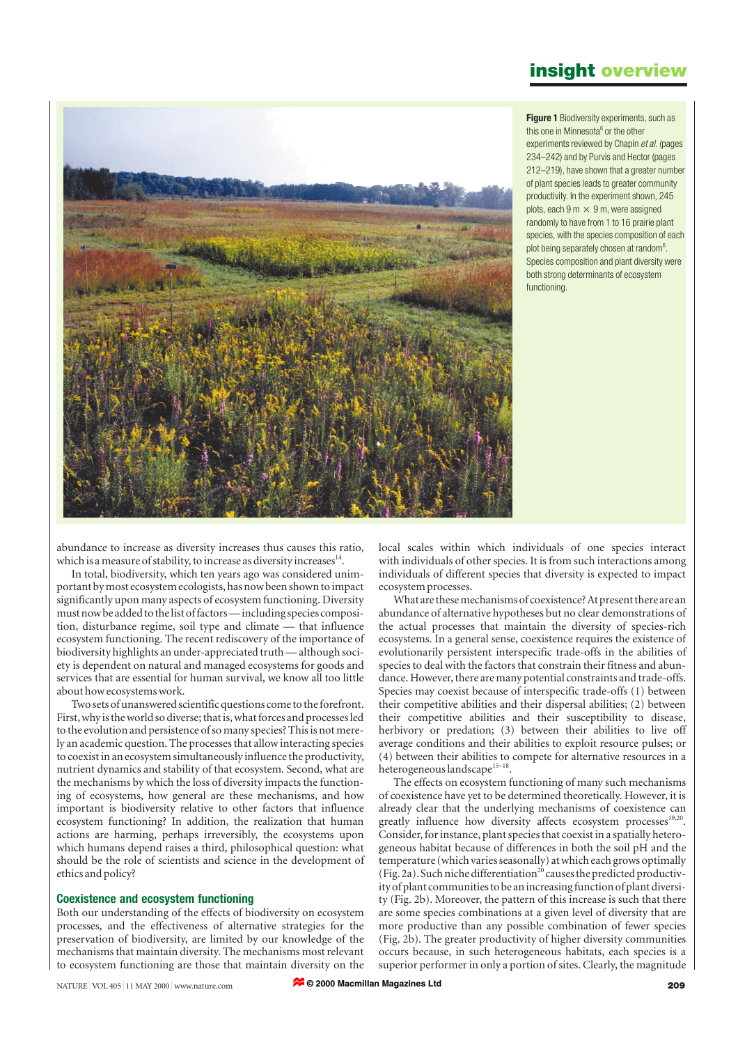**Figure 1** Biodiversity experiments, such as this one in Minnesota[6] or the other experiments reviewed by Chapin *et al.* (pages 234–242) and by Purvis and Hector (pages 212–219), have shown that a greater number of plant species leads to greater community productivity. In the experiment shown, 245 plots, each 9 m × 9 m, were assigned randomly to have from 1 to 16 prairie plant species, with the species composition of each plot being separately chosen at random[6]. Species composition and plant diversity were both strong determinants of ecosystem functioning.

abundance to increase as diversity increases thus causes this ratio, which is a measure of stability, to increase as diversity increases[14].

In total, biodiversity, which ten years ago was considered unimportant by most ecosystem ecologists, has now been shown to impact significantly upon many aspects of ecosystem functioning. Diversity must now be added to the list of factors — including species composition, disturbance regime, soil type and climate — that influence ecosystem functioning. The recent rediscovery of the importance of biodiversity highlights an under-appreciated truth — although society is dependent on natural and managed ecosystems for goods and services that are essential for human survival, we know all too little about how ecosystems work.

Two sets of unanswered scientific questions come to the forefront. First, why is the world so diverse; that is, what forces and processes led to the evolution and persistence of so many species? This is not merely an academic question. The processes that allow interacting species to coexist in an ecosystem simultaneously influence the productivity, nutrient dynamics and stability of that ecosystem. Second, what are the mechanisms by which the loss of diversity impacts the functioning of ecosystems, how general are these mechanisms, and how important is biodiversity relative to other factors that influence ecosystem functioning? In addition, the realization that human actions are harming, perhaps irreversibly, the ecosystems upon which humans depend raises a third, philosophical question: what should be the role of scientists and science in the development of ethics and policy?

## Coexistence and ecosystem functioning

Both our understanding of the effects of biodiversity on ecosystem processes, and the effectiveness of alternative strategies for the preservation of biodiversity, are limited by our knowledge of the mechanisms that maintain diversity. The mechanisms most relevant to ecosystem functioning are those that maintain diversity on the local scales within which individuals of one species interact with individuals of other species. It is from such interactions among individuals of different species that diversity is expected to impact ecosystem processes.

What are these mechanisms of coexistence? At present there are an abundance of alternative hypotheses but no clear demonstrations of the actual processes that maintain the diversity of species-rich ecosystems. In a general sense, coexistence requires the existence of evolutionarily persistent interspecific trade-offs in the abilities of species to deal with the factors that constrain their fitness and abundance. However, there are many potential constraints and trade-offs. Species may coexist because of interspecific trade-offs (1) between their competitive abilities and their dispersal abilities; (2) between their competitive abilities and their susceptibility to disease, herbivory or predation; (3) between their abilities to live off average conditions and their abilities to exploit resource pulses; or (4) between their abilities to compete for alternative resources in a heterogeneous landscape[15–18].

The effects on ecosystem functioning of many such mechanisms of coexistence have yet to be determined theoretically. However, it is already clear that the underlying mechanisms of coexistence can greatly influence how diversity affects ecosystem processes[19,20]. Consider, for instance, plant species that coexist in a spatially heterogeneous habitat because of differences in both the soil pH and the temperature (which varies seasonally) at which each grows optimally (Fig. 2a). Such niche differentiation[20] causes the predicted productivity of plant communities to be an increasing function of plant diversity (Fig. 2b). Moreover, the pattern of this increase is such that there are some species combinations at a given level of diversity that are more productive than any possible combination of fewer species (Fig. 2b). The greater productivity of higher diversity communities occurs because, in such heterogeneous habitats, each species is a superior performer in only a portion of sites. Clearly, the magnitude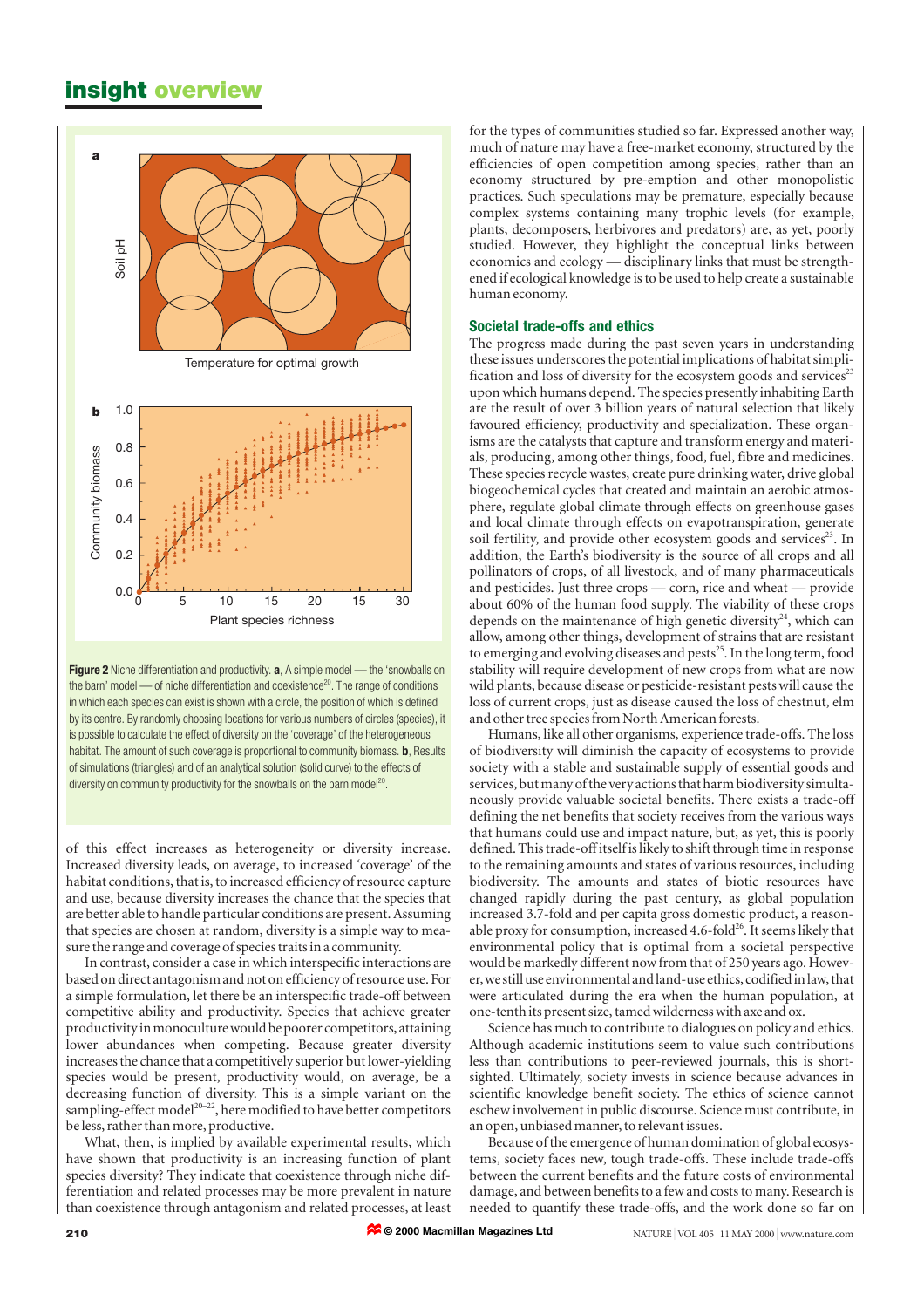**Figure 2** Niche differentiation and productivity. **a**, A simple model — the 'snowballs on the barn' model — of niche differentiation and coexistence[20]. The range of conditions in which each species can exist is shown with a circle, the position of which is defined by its centre. By randomly choosing locations for various numbers of circles (species), it is possible to calculate the effect of diversity on the 'coverage' of the heterogeneous habitat. The amount of such coverage is proportional to community biomass. **b**, Results of simulations (triangles) and of an analytical solution (solid curve) to the effects of diversity on community productivity for the snowballs on the barn model[20].

of this effect increases as heterogeneity or diversity increase. Increased diversity leads, on average, to increased 'coverage' of the habitat conditions, that is, to increased efficiency of resource capture and use, because diversity increases the chance that the species that are better able to handle particular conditions are present. Assuming that species are chosen at random, diversity is a simple way to measure the range and coverage of species traits in a community.

In contrast, consider a case in which interspecific interactions are based on direct antagonism and not on efficiency of resource use. For a simple formulation, let there be an interspecific trade-off between competitive ability and productivity. Species that achieve greater productivity in monoculture would be poorer competitors, attaining lower abundances when competing. Because greater diversity increases the chance that a competitively superior but lower-yielding species would be present, productivity would, on average, be a decreasing function of diversity. This is a simple variant on the sampling-effect model[20–22], here modified to have better competitors be less, rather than more, productive.

What, then, is implied by available experimental results, which have shown that productivity is an increasing function of plant species diversity? They indicate that coexistence through niche differentiation and related processes may be more prevalent in nature than coexistence through antagonism and related processes, at least for the types of communities studied so far. Expressed another way, much of nature may have a free-market economy, structured by the efficiencies of open competition among species, rather than an economy structured by pre-emption and other monopolistic practices. Such speculations may be premature, especially because complex systems containing many trophic levels (for example, plants, decomposers, herbivores and predators) are, as yet, poorly studied. However, they highlight the conceptual links between economics and ecology — disciplinary links that must be strengthened if ecological knowledge is to be used to help create a sustainable human economy.

## Societal trade-offs and ethics

The progress made during the past seven years in understanding these issues underscores the potential implications of habitat simplification and loss of diversity for the ecosystem goods and services[23] upon which humans depend. The species presently inhabiting Earth are the result of over 3 billion years of natural selection that likely favoured efficiency, productivity and specialization. These organisms are the catalysts that capture energy and transform energy and materials, producing, among other things, food, fuel, fibre and medicines. These species recycle wastes, create pure drinking water, drive global biogeochemical cycles that created and maintain an aerobic atmosphere, regulate global climate through effects on greenhouse gases and local climate through effects on evapotranspiration, generate soil fertility, and provide other ecosystem goods and services[23]. In addition, the Earth's biodiversity is the source of all crops and all pollinators of crops, of all livestock, and of many pharmaceuticals and pesticides. Just three crops — corn, rice and wheat — provide about 60% of the human food supply. The viability of these crops depends on the maintenance of high genetic diversity[24], which can allow, among other things, development of strains that are resistant to emerging and evolving diseases and pests[25]. In the long term, food stability will require development of new crops from what are now wild plants, because disease or pesticide-resistant pests will cause the loss of current crops, just as disease caused the loss of chestnut, elm and other tree species from North American forests.

Humans, like all other organisms, experience trade-offs. The loss of biodiversity will diminish the capacity of ecosystems to provide society with a stable and sustainable supply of essential goods and services, but many of the very actions that harm biodiversity simultaneously provide valuable societal benefits. There exists a trade-off defining the net benefits that society receives from the various ways that humans could use and impact nature, but, as yet, this is poorly defined. This trade-off itself is likely to shift through time in response to the remaining amounts and states of various resources, including biodiversity. The amounts and states of biotic resources have changed rapidly during the past century, as global population increased 3.7-fold and per capita gross domestic product, a reasonable proxy for consumption, increased 4.6-fold[26]. It seems likely that environmental policy that is optimal from a societal perspective would be markedly different now from that of 250 years ago. However, we still use environmental and land-use ethics, codified in law, that were articulated during the era when the human population, at one-tenth its present size, tamed wilderness with axe and ox.

Science has much to contribute to dialogues on policy and ethics. Although academic institutions seem to value such contributions less than contributions to peer-reviewed journals, this is short-sighted. Ultimately, society invests in science because advances in scientific knowledge benefit society. The ethics of science cannot eschew involvement in public discourse. Science must contribute, in an open, unbiased manner, to relevant issues.

Because of the emergence of human domination of global ecosystems, society faces new, tough trade-offs. These include trade-offs between the current benefits and the future costs of environmental damage, and between benefits to a few and costs to many. Research is needed to quantify these trade-offs, and the work done so far on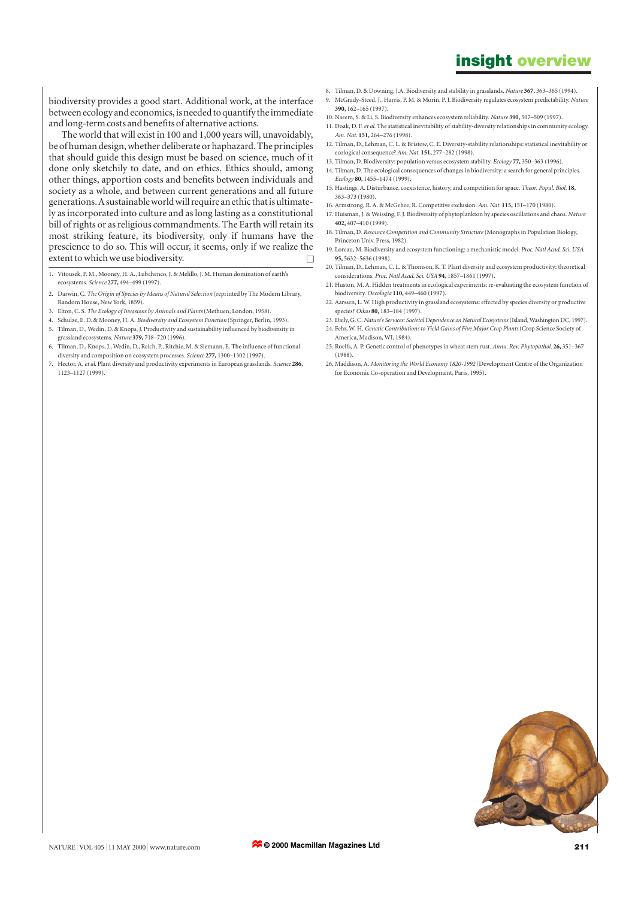biodiversity provides a good start. Additional work, at the interface between ecology and economics, is needed to quantify the immediate and long-term costs and benefits of alternative actions.

The world that will exist in 100 and 1,000 years will, unavoidably, be of human design, whether deliberate or haphazard. The principles that should guide this design must be based on science, much of it done only sketchily to date, and on ethics. Ethics should, among other things, apportion costs and benefits between individuals and society as a whole, and between current generations and all future generations. A sustainable world will require an ethic that is ultimately as incorporated into culture and as long lasting as a constitutional bill of rights or as religious commandments. The Earth will retain its most striking feature, its biodiversity, only if humans have the prescience to do so. This will occur, it seems, only if we realize the extent to which we use biodiversity.

1. Vitousek, P. M., Mooney, H. A., Lubchenco, J. & Melillo, J. M. Human domination of earth's ecosystems. *Science* **277,** 494–499 (1997).
2. Darwin, C. *The Origin of Species by Means of Natural Selection* (reprinted by The Modern Library, Random House, New York, 1859).
3. Elton, C. S. *The Ecology of Invasions by Animals and Plants* (Methuen, London, 1958).
4. Schulze, E. D. & Mooney, H. A. *Biodiversity and Ecosystem Function* (Springer, Berlin, 1993).
5. Tilman, D., Wedin, D. & Knops, J. Productivity and sustainability influenced by biodiversity in grassland ecosystems. *Nature* **379,** 718–720 (1996).
6. Tilman, D., Knops, J., Wedin, D., Reich, P., Ritchie, M. & Siemann, E. The influence of functional diversity and composition on ecosystem processes. *Science* **277,** 1300–1302 (1997).
7. Hector, A. *et al.* Plant diversity and productivity experiments in European grasslands. *Science* **286,** 1123–1127 (1999).
8. Tilman, D. & Downing, J.A. Biodiversity and stability in grasslands. *Nature* **367,** 363–365 (1994).
9. McGrady-Steed, J., Harris, P. M. & Morin, P. J. Biodiversity regulates ecosystem predictability. *Nature* **390,** 162–165 (1997).
10. Naeem, S. & Li, S. Biodiversity enhances ecosystem reliability. *Nature* **390,** 507–509 (1997).
11. Doak, D. F. *et al.* The statistical inevitability of stability-diversity relationships in community ecology. *Am. Nat.* **151,** 264–276 (1998).
12. Tilman, D., Lehman, C. L. & Bristow, C. E. Diversity-stability relationships: statistical inevitability or ecological consequence? *Am. Nat.* **151,** 277–282 (1998).
13. Tilman, D. Biodiversity: population versus ecosystem stability. *Ecology* **77,** 350–363 (1996).
14. Tilman, D. The ecological consequences of changes in biodiversity: a search for general principles. *Ecology* **80,** 1455–1474 (1999).
15. Hastings, A. Disturbance, coexistence, history, and competition for space. *Theor. Popul. Biol.* **18,** 363–373 (1980).
16. Armstrong, R. A. & McGehee, R. Competitive exclusion. *Am. Nat.* **115,** 151–170 (1980).
17. Huisman, J. & Weissing, F. J. Biodiversity of phytoplankton by species oscillations and chaos. *Nature* **402,** 407–410 (1999).
18. Tilman, D. *Resource Competition and Community Structure* (Monographs in Population Biology, Princeton Univ. Press, 1982).
19. Loreau, M. Biodiversity and ecosystem functioning: a mechanistic model. *Proc. Natl Acad. Sci. USA* **95,** 5632–5636 (1998).
20. Tilman, D., Lehman, C. L. & Thomson, K. T. Plant diversity and ecosystem productivity: theoretical considerations. *Proc. Natl Acad. Sci. USA* **94,** 1857–1861 (1997).
21. Huston, M. A. Hidden treatments in ecological experiments: re-evaluating the ecosystem function of biodiversity. *Oecologia* **110,** 449–460 (1997).
22. Aarssen, L. W. High productivity in grassland ecosystems: effected by species diversity or productive species? *Oikos* **80,** 183–184 (1997).
23. Daily, G. C. *Nature's Services: Societal Dependence on Natural Ecosystems* (Island, Washington DC, 1997).
24. Fehr, W. H. *Genetic Contributions to Yield Gains of Five Major Crop Plants* (Crop Science Society of America, Madison, WI, 1984).
25. Roelfs, A. P. Genetic control of phenotypes in wheat stem rust. *Annu. Rev. Phytopathol.* **26,** 351–367 (1988).
26. Maddison, A. *Monitoring the World Economy 1820-1992* (Development Centre of the Organization for Economic Co-operation and Development, Paris, 1995).